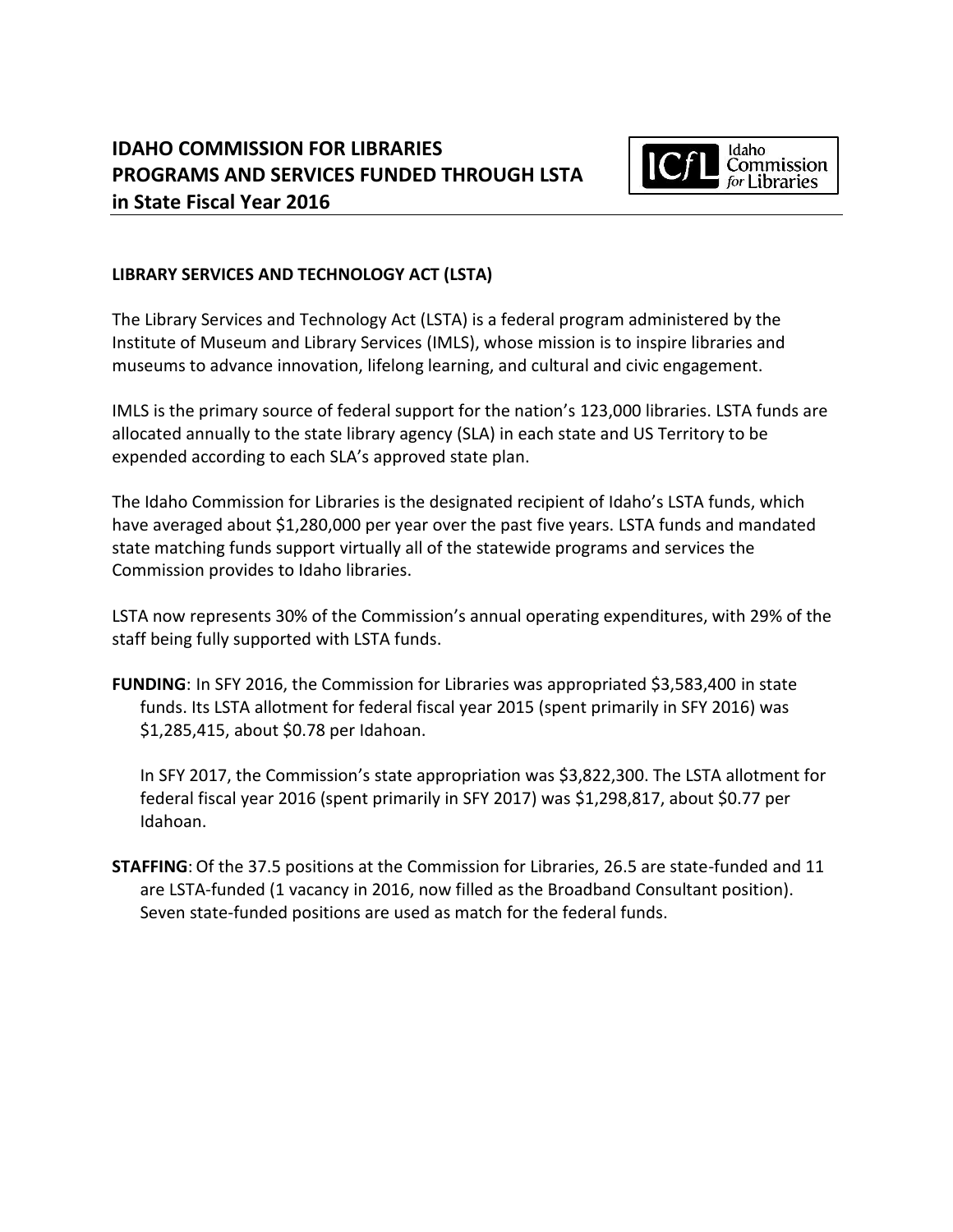# IDAHO COMMISSION FOR LIBRARIES
# PROGRAMS AND SERVICES FUNDED THROUGH LSTA
# in State Fiscal Year 2016

## LIBRARY SERVICES AND TECHNOLOGY ACT (LSTA)

The Library Services and Technology Act (LSTA) is a federal program administered by the Institute of Museum and Library Services (IMLS), whose mission is to inspire libraries and museums to advance innovation, lifelong learning, and cultural and civic engagement.

IMLS is the primary source of federal support for the nation's 123,000 libraries. LSTA funds are allocated annually to the state library agency (SLA) in each state and US Territory to be expended according to each SLA's approved state plan.

The Idaho Commission for Libraries is the designated recipient of Idaho's LSTA funds, which have averaged about $1,280,000 per year over the past five years. LSTA funds and mandated state matching funds support virtually all of the statewide programs and services the Commission provides to Idaho libraries.

LSTA now represents 30% of the Commission's annual operating expenditures, with 29% of the staff being fully supported with LSTA funds.

**FUNDING**: In SFY 2016, the Commission for Libraries was appropriated $3,583,400 in state funds. Its LSTA allotment for federal fiscal year 2015 (spent primarily in SFY 2016) was $1,285,415, about $0.78 per Idahoan.

In SFY 2017, the Commission's state appropriation was $3,822,300. The LSTA allotment for federal fiscal year 2016 (spent primarily in SFY 2017) was $1,298,817, about $0.77 per Idahoan.

**STAFFING**: Of the 37.5 positions at the Commission for Libraries, 26.5 are state-funded and 11 are LSTA-funded (1 vacancy in 2016, now filled as the Broadband Consultant position). Seven state-funded positions are used as match for the federal funds.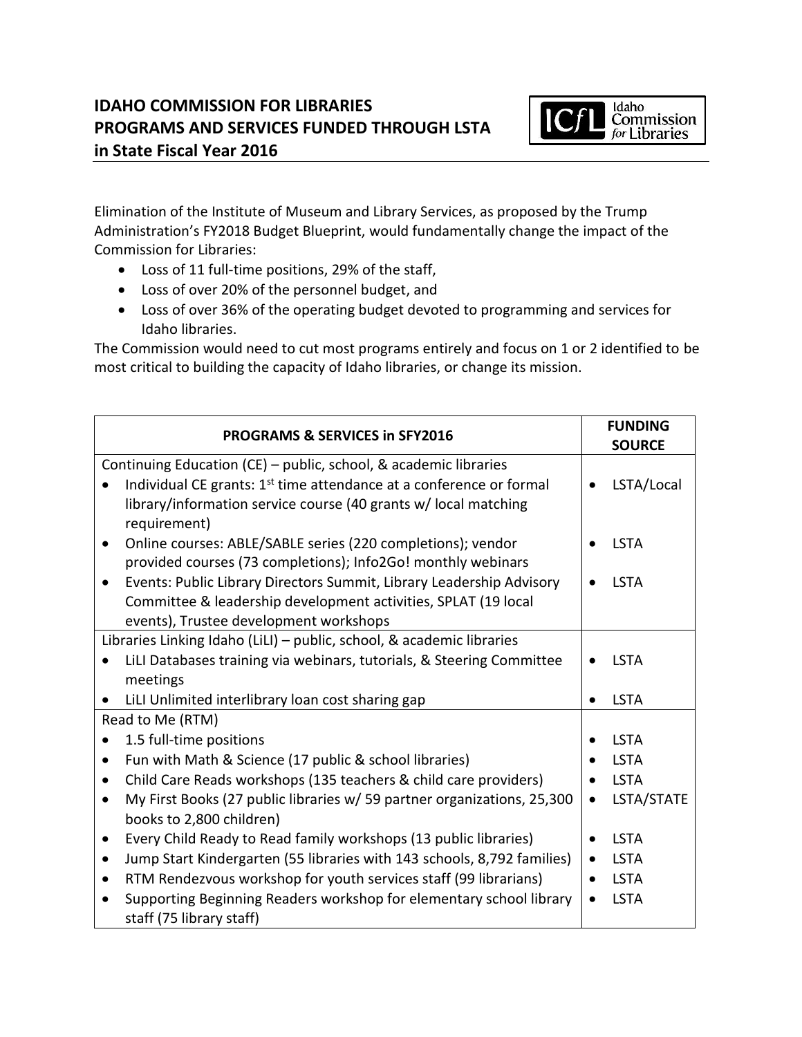# IDAHO COMMISSION FOR LIBRARIES
# PROGRAMS AND SERVICES FUNDED THROUGH LSTA
# in State Fiscal Year 2016

Elimination of the Institute of Museum and Library Services, as proposed by the Trump Administration's FY2018 Budget Blueprint, would fundamentally change the impact of the Commission for Libraries:

- Loss of 11 full-time positions, 29% of the staff,
- Loss of over 20% of the personnel budget, and
- Loss of over 36% of the operating budget devoted to programming and services for Idaho libraries.

The Commission would need to cut most programs entirely and focus on 1 or 2 identified to be most critical to building the capacity of Idaho libraries, or change its mission.

| PROGRAMS & SERVICES in SFY2016 | FUNDING SOURCE |
|---|---|
| Continuing Education (CE) – public, school, & academic libraries | |
| • Individual CE grants: 1st time attendance at a conference or formal library/information service course (40 grants w/ local matching requirement) | • LSTA/Local |
| • Online courses: ABLE/SABLE series (220 completions); vendor provided courses (73 completions); Info2Go! monthly webinars | • LSTA |
| • Events: Public Library Directors Summit, Library Leadership Advisory Committee & leadership development activities, SPLAT (19 local events), Trustee development workshops | • LSTA |
| Libraries Linking Idaho (LiLI) – public, school, & academic libraries | |
| • LiLI Databases training via webinars, tutorials, & Steering Committee meetings | • LSTA |
| • LiLI Unlimited interlibrary loan cost sharing gap | • LSTA |
| Read to Me (RTM) | |
| • 1.5 full-time positions | • LSTA |
| • Fun with Math & Science (17 public & school libraries) | • LSTA |
| • Child Care Reads workshops (135 teachers & child care providers) | • LSTA |
| • My First Books (27 public libraries w/ 59 partner organizations, 25,300 books to 2,800 children) | • LSTA/STATE |
| • Every Child Ready to Read family workshops (13 public libraries) | • LSTA |
| • Jump Start Kindergarten (55 libraries with 143 schools, 8,792 families) | • LSTA |
| • RTM Rendezvous workshop for youth services staff (99 librarians) | • LSTA |
| • Supporting Beginning Readers workshop for elementary school library staff (75 library staff) | • LSTA |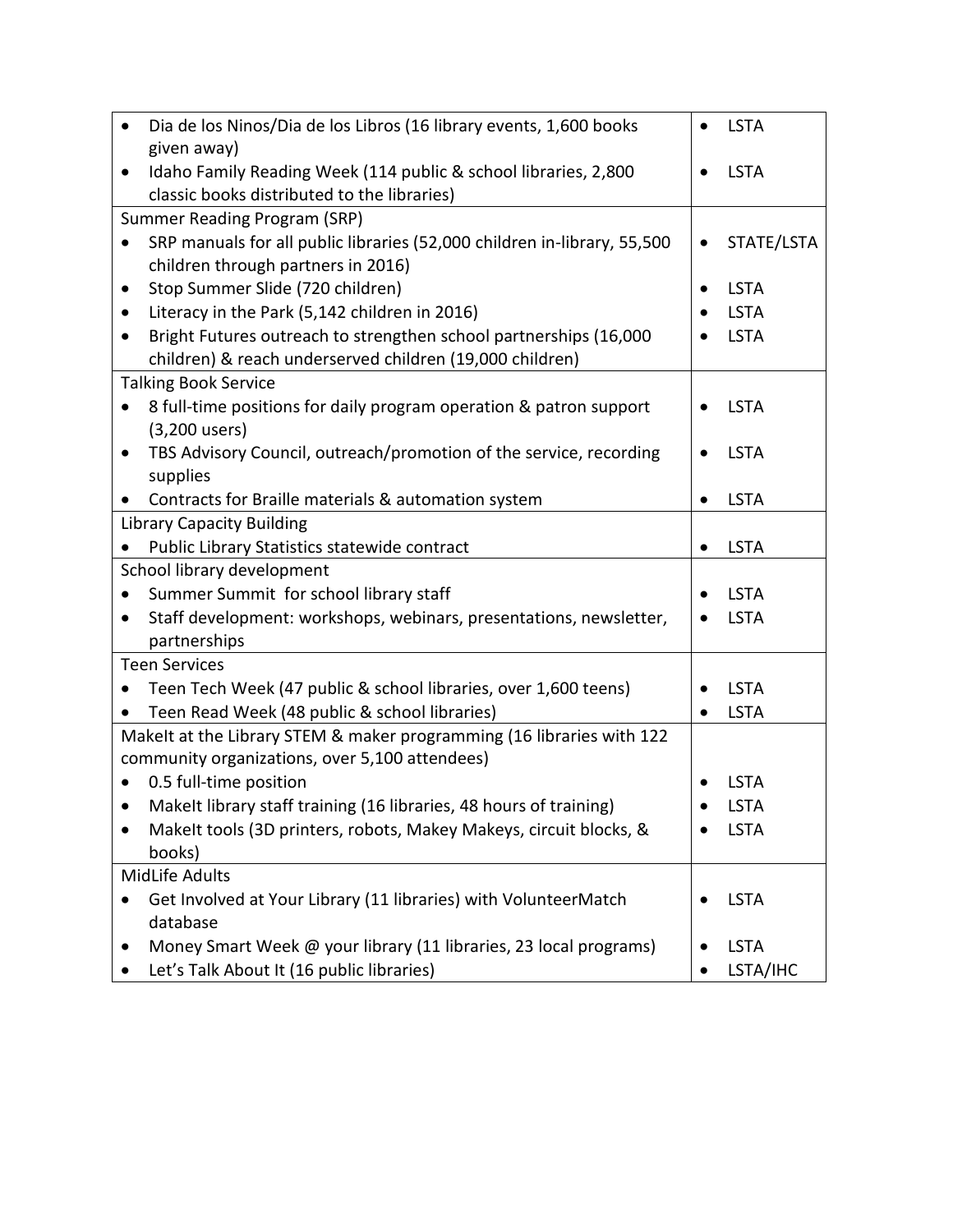| | |
|---|---|
| • Dia de los Ninos/Dia de los Libros (16 library events, 1,600 books given away)<br>• Idaho Family Reading Week (114 public & school libraries, 2,800 classic books distributed to the libraries) | • LSTA<br>• LSTA |
| Summer Reading Program (SRP)<br>• SRP manuals for all public libraries (52,000 children in-library, 55,500 children through partners in 2016)<br>• Stop Summer Slide (720 children)<br>• Literacy in the Park (5,142 children in 2016)<br>• Bright Futures outreach to strengthen school partnerships (16,000 children) & reach underserved children (19,000 children) | <br>• STATE/LSTA<br>• LSTA<br>• LSTA<br>• LSTA |
| Talking Book Service<br>• 8 full-time positions for daily program operation & patron support (3,200 users)<br>• TBS Advisory Council, outreach/promotion of the service, recording supplies<br>• Contracts for Braille materials & automation system | <br>• LSTA<br>• LSTA<br>• LSTA |
| Library Capacity Building<br>• Public Library Statistics statewide contract | <br>• LSTA |
| School library development<br>• Summer Summit for school library staff<br>• Staff development: workshops, webinars, presentations, newsletter, partnerships | <br>• LSTA<br>• LSTA |
| Teen Services<br>• Teen Tech Week (47 public & school libraries, over 1,600 teens)<br>• Teen Read Week (48 public & school libraries) | <br>• LSTA<br>• LSTA |
| MakeIt at the Library STEM & maker programming (16 libraries with 122 community organizations, over 5,100 attendees)<br>• 0.5 full-time position<br>• MakeIt library staff training (16 libraries, 48 hours of training)<br>• MakeIt tools (3D printers, robots, Makey Makeys, circuit blocks, & books) | <br>• LSTA<br>• LSTA<br>• LSTA |
| MidLife Adults<br>• Get Involved at Your Library (11 libraries) with VolunteerMatch database<br>• Money Smart Week @ your library (11 libraries, 23 local programs)<br>• Let's Talk About It (16 public libraries) | <br>• LSTA<br>• LSTA<br>• LSTA/IHC |